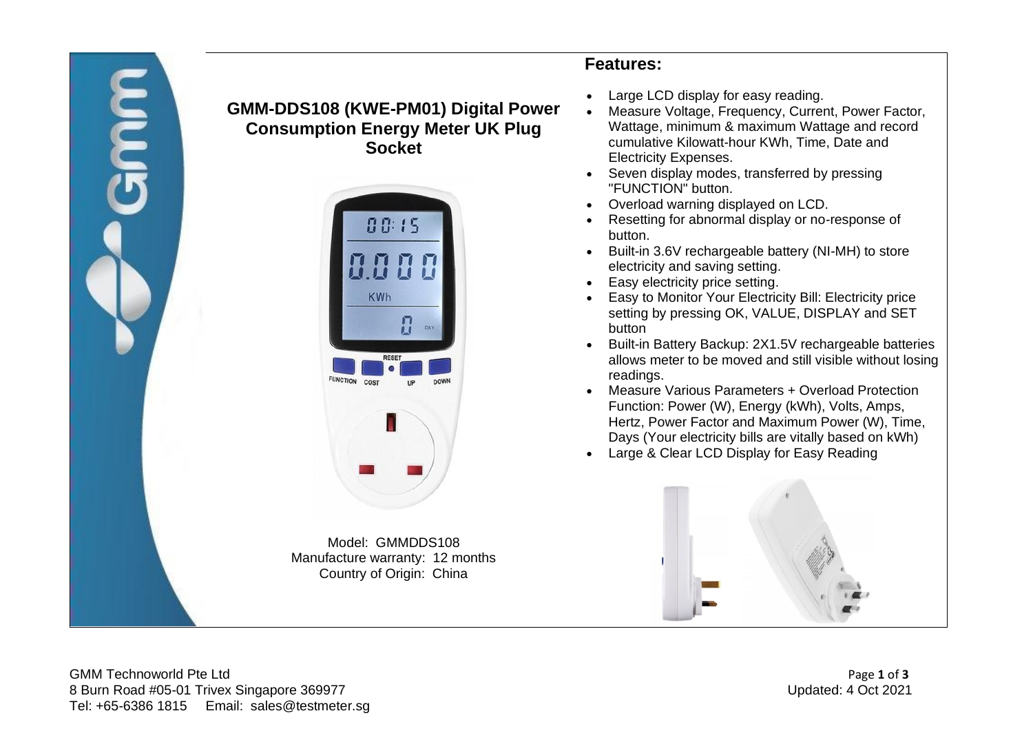## GMM-DDS108 (KWE-PM01) Digital Power Consumption Energy Meter UK Plug Socket

Model: GMMDDS108
Manufacture warranty: 12 months
Country of Origin: China

### Features:

- Large LCD display for easy reading.
- Measure Voltage, Frequency, Current, Power Factor, Wattage, minimum & maximum Wattage and record cumulative Kilowatt-hour KWh, Time, Date and Electricity Expenses.
- Seven display modes, transferred by pressing "FUNCTION" button.
- Overload warning displayed on LCD.
- Resetting for abnormal display or no-response of button.
- Built-in 3.6V rechargeable battery (NI-MH) to store electricity and saving setting.
- Easy electricity price setting.
- Easy to Monitor Your Electricity Bill: Electricity price setting by pressing OK, VALUE, DISPLAY and SET button
- Built-in Battery Backup: 2X1.5V rechargeable batteries allows meter to be moved and still visible without losing readings.
- Measure Various Parameters + Overload Protection Function: Power (W), Energy (kWh), Volts, Amps, Hertz, Power Factor and Maximum Power (W), Time, Days (Your electricity bills are vitally based on kWh)
- Large & Clear LCD Display for Easy Reading

GMM Technoworld Pte Ltd
8 Burn Road #05-01 Trivex Singapore 369977
Tel: +65-6386 1815 Email: sales@testmeter.sg

Updated: 4 Oct 2021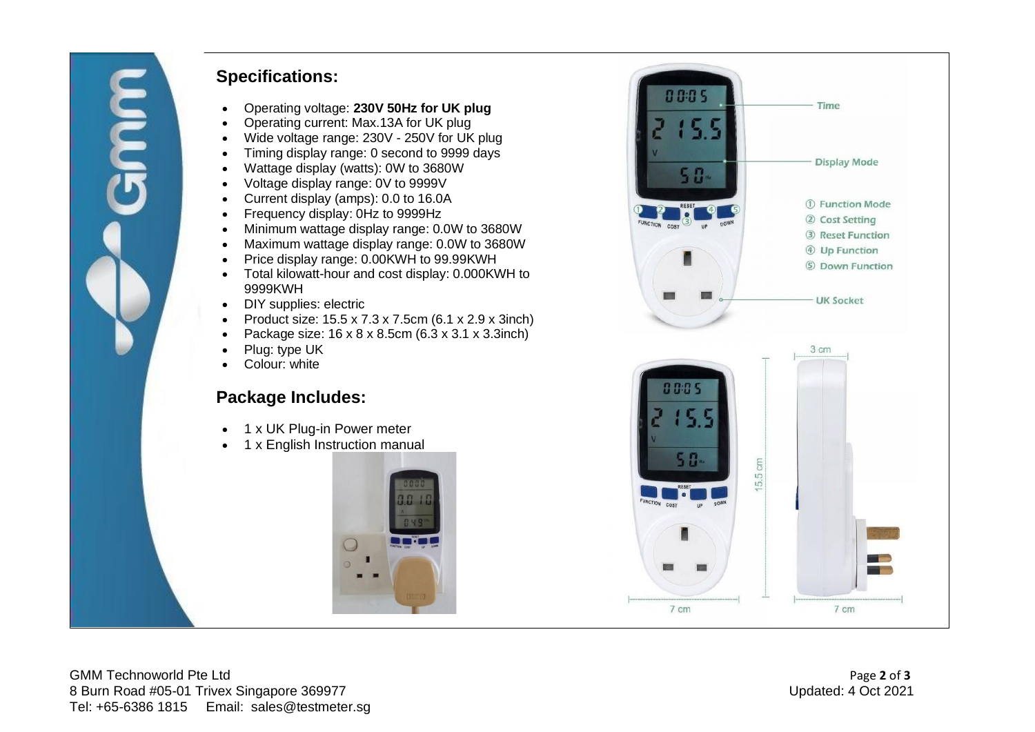## Specifications:

- Operating voltage: **230V 50Hz for UK plug**
- Operating current: Max.13A for UK plug
- Wide voltage range: 230V - 250V for UK plug
- Timing display range: 0 second to 9999 days
- Wattage display (watts): 0W to 3680W
- Voltage display range: 0V to 9999V
- Current display (amps): 0.0 to 16.0A
- Frequency display: 0Hz to 9999Hz
- Minimum wattage display range: 0.0W to 3680W
- Maximum wattage display range: 0.0W to 3680W
- Price display range: 0.00KWH to 99.99KWH
- Total kilowatt-hour and cost display: 0.000KWH to 9999KWH
- DIY supplies: electric
- Product size: 15.5 x 7.3 x 7.5cm (6.1 x 2.9 x 3inch)
- Package size: 16 x 8 x 8.5cm (6.3 x 3.1 x 3.3inch)
- Plug: type UK
- Colour: white

## Package Includes:

- 1 x UK Plug-in Power meter
- 1 x English Instruction manual

GMM Technoworld Pte Ltd
8 Burn Road #05-01 Trivex Singapore 369977
Tel: +65-6386 1815 Email: sales@testmeter.sg

Updated: 4 Oct 2021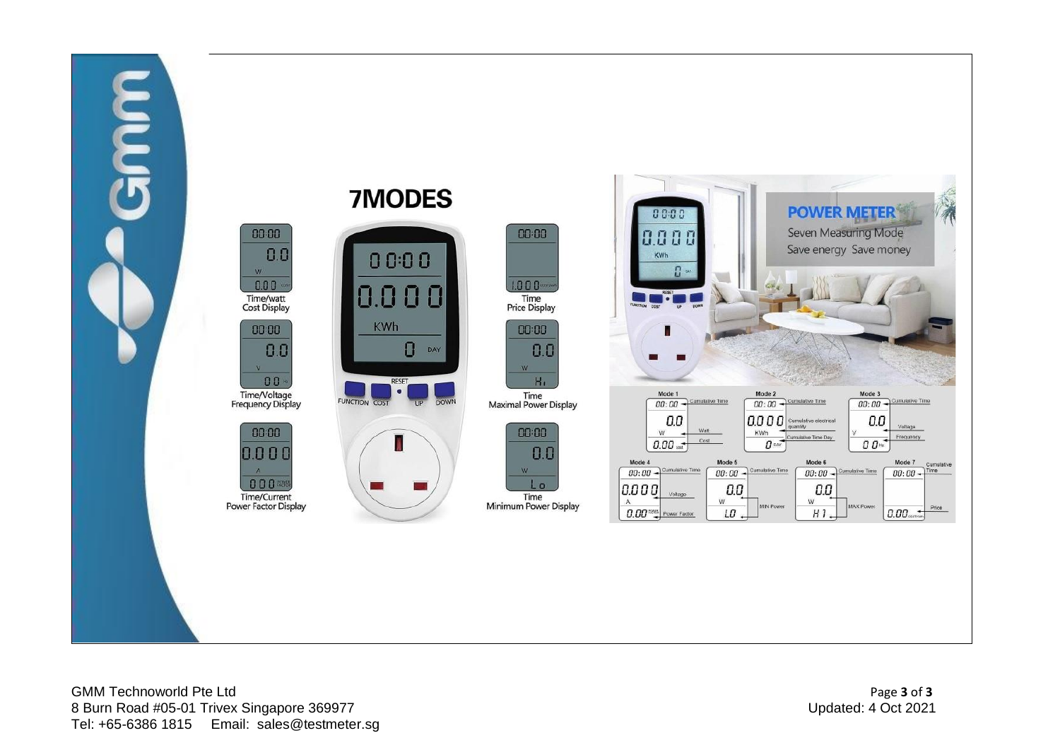# 7MODES

00:00
0.0
W
0.00 cost
Time/watt
Cost Display

00:00
0.0
V
00 Hz
Time/Voltage
Frequency Display

00:00
0.000
A
0.00 POWER FACTOR
Time/Current
Power Factor Display

00:00
0.000
KWh
0 DAY

FUNCTION COST RESET UP DOWN

00:00
1.000 cost/kwh
Time
Price Display

00:00
0.0
W
Hi
Time
Maximal Power Display

00:00
0.0
W
Lo
Time
Minimum Power Display

**POWER METER**

Seven Measuring Mode
Save energy Save money

Mode 1
00:00 Cumulative Time
0.0
W Watt
0.00 cost Cost

Mode 2
00:00 Cumulative Time
0.000 Cumulative electrical quantity
KWh
0 DAY Cumulative Time Day

Mode 3
00:00 Cumulative Time
0.0
V Voltage
00 Hz Frequency

Mode 4
00:00 Cumulative Time
0.000
A Voltage
0.00 POWER FACTOR Power Factor

Mode 5
00:00 Cumulative Time
0.0
W
LO MIN Power

Mode 6
00:00 Cumulative Time
0.0
W
HI MAX Power

Mode 7
00:00 Cumulative Time
0.00 cost/kwh Price